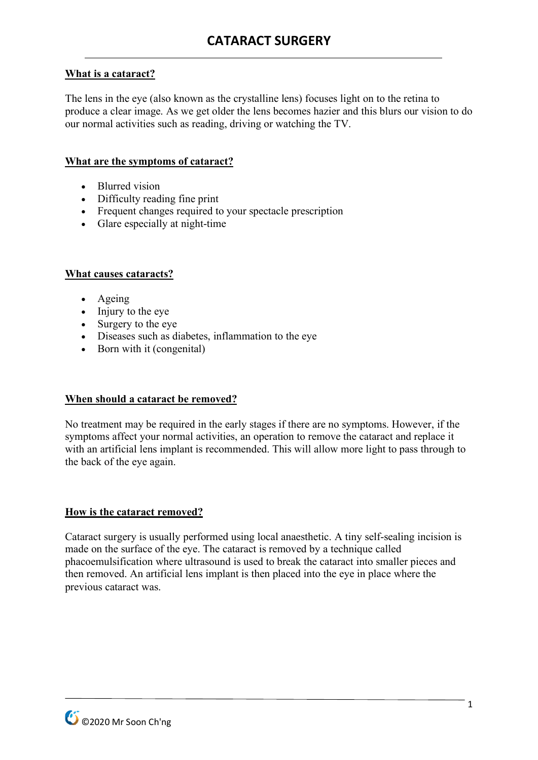# CATARACT SURGERY

## What is a cataract?

The lens in the eye (also known as the crystalline lens) focuses light on to the retina to produce a clear image. As we get older the lens becomes hazier and this blurs our vision to do our normal activities such as reading, driving or watching the TV.

## What are the symptoms of cataract?

- Blurred vision
- Difficulty reading fine print
- Frequent changes required to your spectacle prescription
- Glare especially at night-time

## What causes cataracts?

- Ageing
- Injury to the eye
- Surgery to the eye
- Diseases such as diabetes, inflammation to the eye
- Born with it (congenital)

## When should a cataract be removed?

No treatment may be required in the early stages if there are no symptoms. However, if the symptoms affect your normal activities, an operation to remove the cataract and replace it with an artificial lens implant is recommended. This will allow more light to pass through to the back of the eye again.

## How is the cataract removed?

Cataract surgery is usually performed using local anaesthetic. A tiny self-sealing incision is made on the surface of the eye. The cataract is removed by a technique called phacoemulsification where ultrasound is used to break the cataract into smaller pieces and then removed. An artificial lens implant is then placed into the eye in place where the previous cataract was.

©2020 Mr Soon Ch'ng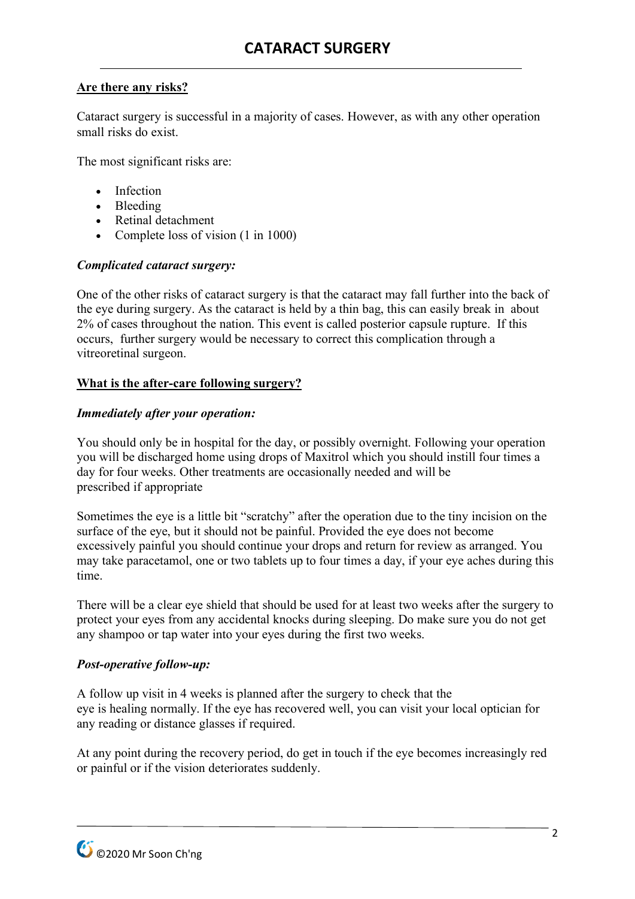# CATARACT SURGERY

## Are there any risks?

Cataract surgery is successful in a majority of cases. However, as with any other operation small risks do exist.

The most significant risks are:

- Infection
- Bleeding
- Retinal detachment
- Complete loss of vision (1 in 1000)

### *Complicated cataract surgery:*

One of the other risks of cataract surgery is that the cataract may fall further into the back of the eye during surgery. As the cataract is held by a thin bag, this can easily break in about 2% of cases throughout the nation. This event is called posterior capsule rupture. If this occurs, further surgery would be necessary to correct this complication through a vitreoretinal surgeon.

## What is the after-care following surgery?

### *Immediately after your operation:*

You should only be in hospital for the day, or possibly overnight. Following your operation you will be discharged home using drops of Maxitrol which you should instill four times a day for four weeks. Other treatments are occasionally needed and will be prescribed if appropriate

Sometimes the eye is a little bit "scratchy" after the operation due to the tiny incision on the surface of the eye, but it should not be painful. Provided the eye does not become excessively painful you should continue your drops and return for review as arranged. You may take paracetamol, one or two tablets up to four times a day, if your eye aches during this time.

There will be a clear eye shield that should be used for at least two weeks after the surgery to protect your eyes from any accidental knocks during sleeping. Do make sure you do not get any shampoo or tap water into your eyes during the first two weeks.

### *Post-operative follow-up:*

A follow up visit in 4 weeks is planned after the surgery to check that the eye is healing normally. If the eye has recovered well, you can visit your local optician for any reading or distance glasses if required.

At any point during the recovery period, do get in touch if the eye becomes increasingly red or painful or if the vision deteriorates suddenly.

©2020 Mr Soon Ch'ng